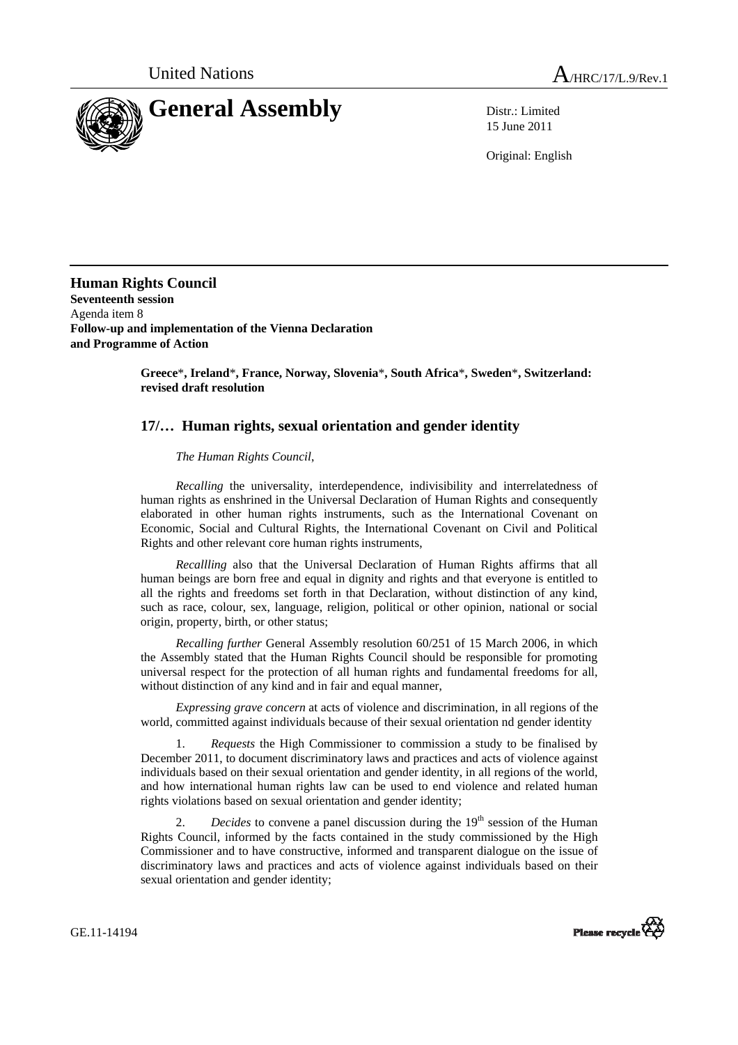United Nations A/HRC/17/L.9/Rev.1

# General Assembly

Distr.: Limited
15 June 2011

Original: English

## Human Rights Council

**Seventeenth session**
Agenda item 8
**Follow-up and implementation of the Vienna Declaration and Programme of Action**

**Greece*, Ireland*, France, Norway, Slovenia*, South Africa*, Sweden*, Switzerland: revised draft resolution**

### 17/… Human rights, sexual orientation and gender identity

*The Human Rights Council*,

*Recalling* the universality, interdependence, indivisibility and interrelatedness of human rights as enshrined in the Universal Declaration of Human Rights and consequently elaborated in other human rights instruments, such as the International Covenant on Economic, Social and Cultural Rights, the International Covenant on Civil and Political Rights and other relevant core human rights instruments,

*Recallling* also that the Universal Declaration of Human Rights affirms that all human beings are born free and equal in dignity and rights and that everyone is entitled to all the rights and freedoms set forth in that Declaration, without distinction of any kind, such as race, colour, sex, language, religion, political or other opinion, national or social origin, property, birth, or other status;

*Recalling further* General Assembly resolution 60/251 of 15 March 2006, in which the Assembly stated that the Human Rights Council should be responsible for promoting universal respect for the protection of all human rights and fundamental freedoms for all, without distinction of any kind and in fair and equal manner,

*Expressing grave concern* at acts of violence and discrimination, in all regions of the world, committed against individuals because of their sexual orientation nd gender identity

1. *Requests* the High Commissioner to commission a study to be finalised by December 2011, to document discriminatory laws and practices and acts of violence against individuals based on their sexual orientation and gender identity, in all regions of the world, and how international human rights law can be used to end violence and related human rights violations based on sexual orientation and gender identity;

2. *Decides* to convene a panel discussion during the 19th session of the Human Rights Council, informed by the facts contained in the study commissioned by the High Commissioner and to have constructive, informed and transparent dialogue on the issue of discriminatory laws and practices and acts of violence against individuals based on their sexual orientation and gender identity;

GE.11-14194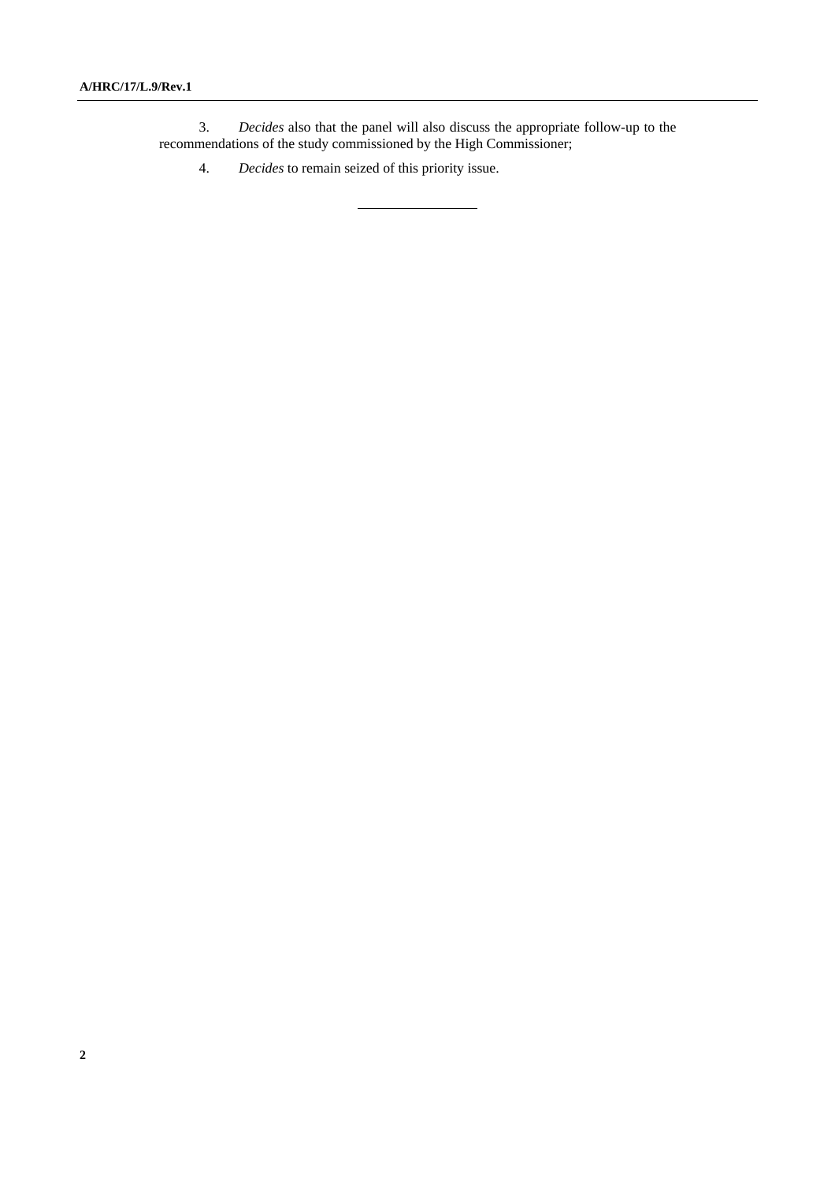3. *Decides* also that the panel will also discuss the appropriate follow-up to the recommendations of the study commissioned by the High Commissioner;

4. *Decides* to remain seized of this priority issue.